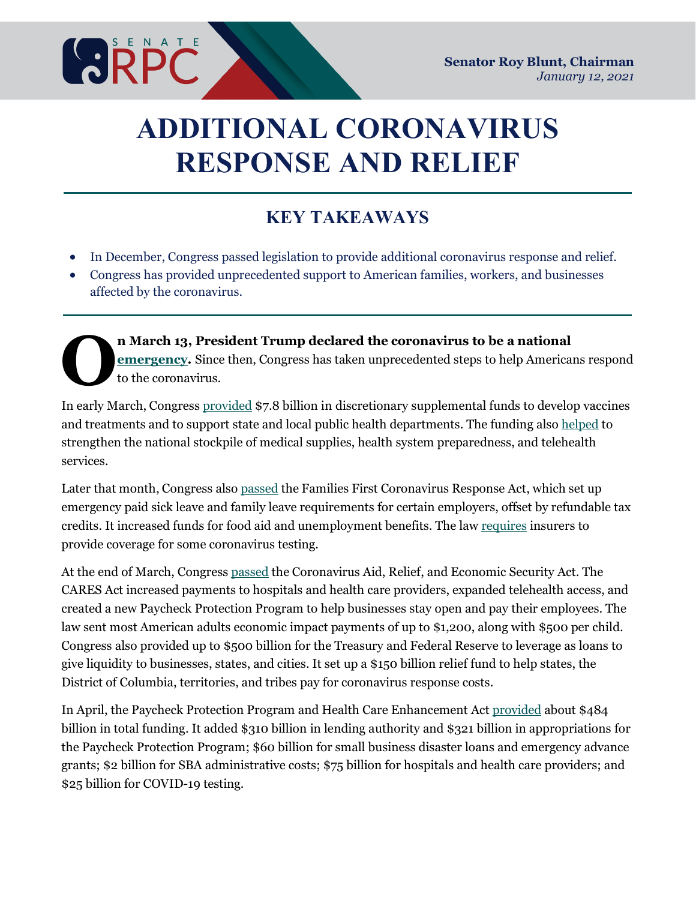Senator Roy Blunt, Chairman
*January 12, 2021*

# ADDITIONAL CORONAVIRUS RESPONSE AND RELIEF

## KEY TAKEAWAYS

- In December, Congress passed legislation to provide additional coronavirus response and relief.
- Congress has provided unprecedented support to American families, workers, and businesses affected by the coronavirus.

**On March 13, President Trump declared the coronavirus to be a national emergency.** Since then, Congress has taken unprecedented steps to help Americans respond to the coronavirus.

In early March, Congress provided $7.8 billion in discretionary supplemental funds to develop vaccines and treatments and to support state and local public health departments. The funding also helped to strengthen the national stockpile of medical supplies, health system preparedness, and telehealth services.

Later that month, Congress also passed the Families First Coronavirus Response Act, which set up emergency paid sick leave and family leave requirements for certain employers, offset by refundable tax credits. It increased funds for food aid and unemployment benefits. The law requires insurers to provide coverage for some coronavirus testing.

At the end of March, Congress passed the Coronavirus Aid, Relief, and Economic Security Act. The CARES Act increased payments to hospitals and health care providers, expanded telehealth access, and created a new Paycheck Protection Program to help businesses stay open and pay their employees. The law sent most American adults economic impact payments of up to $1,200, along with $500 per child. Congress also provided up to $500 billion for the Treasury and Federal Reserve to leverage as loans to give liquidity to businesses, states, and cities. It set up a $150 billion relief fund to help states, the District of Columbia, territories, and tribes pay for coronavirus response costs.

In April, the Paycheck Protection Program and Health Care Enhancement Act provided about $484 billion in total funding. It added $310 billion in lending authority and $321 billion in appropriations for the Paycheck Protection Program; $60 billion for small business disaster loans and emergency advance grants; $2 billion for SBA administrative costs; $75 billion for hospitals and health care providers; and $25 billion for COVID-19 testing.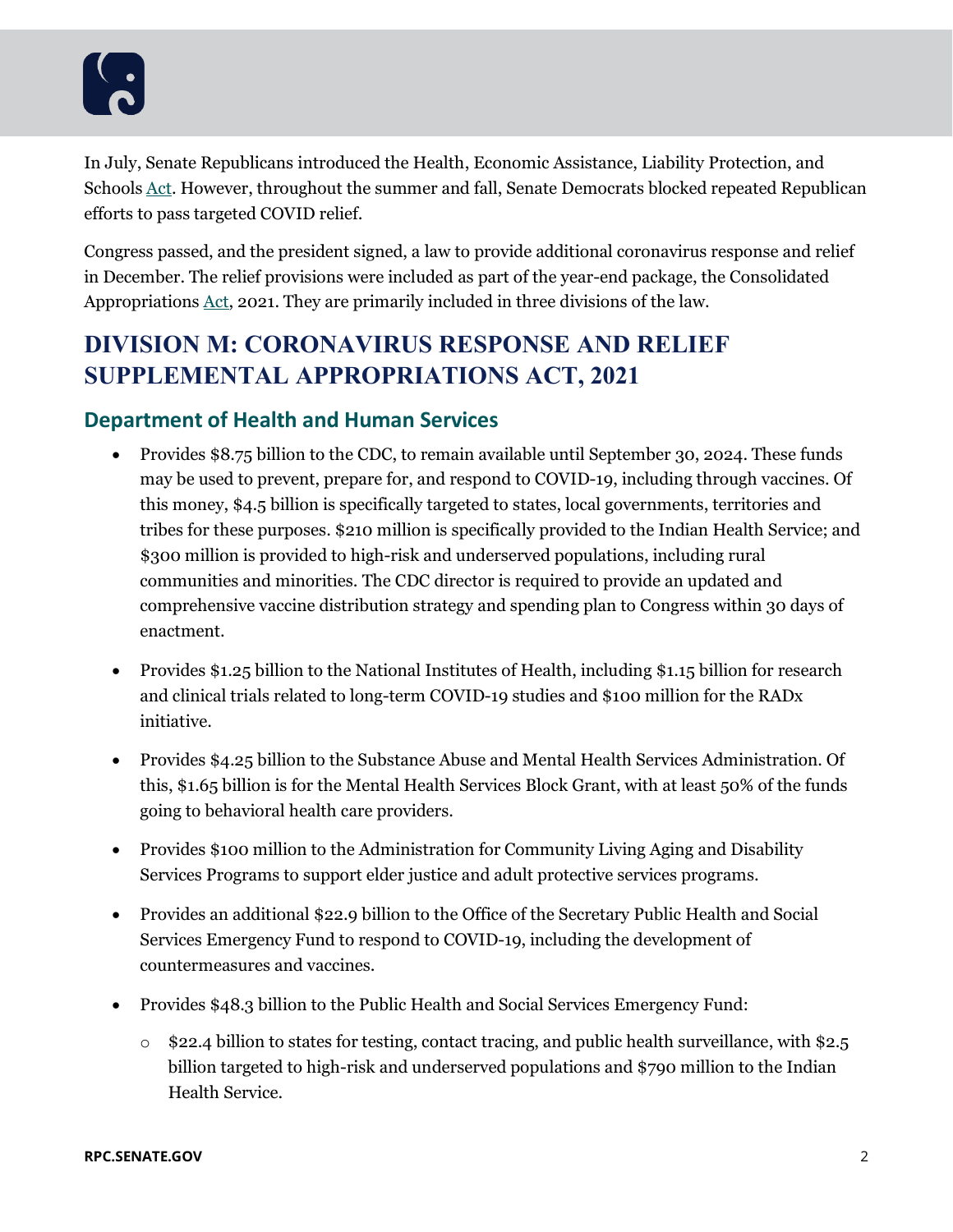In July, Senate Republicans introduced the Health, Economic Assistance, Liability Protection, and Schools Act. However, throughout the summer and fall, Senate Democrats blocked repeated Republican efforts to pass targeted COVID relief.

Congress passed, and the president signed, a law to provide additional coronavirus response and relief in December. The relief provisions were included as part of the year-end package, the Consolidated Appropriations Act, 2021. They are primarily included in three divisions of the law.

## DIVISION M: CORONAVIRUS RESPONSE AND RELIEF SUPPLEMENTAL APPROPRIATIONS ACT, 2021

### Department of Health and Human Services

- Provides $8.75 billion to the CDC, to remain available until September 30, 2024. These funds may be used to prevent, prepare for, and respond to COVID-19, including through vaccines. Of this money, $4.5 billion is specifically targeted to states, local governments, territories and tribes for these purposes. $210 million is specifically provided to the Indian Health Service; and $300 million is provided to high-risk and underserved populations, including rural communities and minorities. The CDC director is required to provide an updated and comprehensive vaccine distribution strategy and spending plan to Congress within 30 days of enactment.
- Provides $1.25 billion to the National Institutes of Health, including $1.15 billion for research and clinical trials related to long-term COVID-19 studies and $100 million for the RADx initiative.
- Provides $4.25 billion to the Substance Abuse and Mental Health Services Administration. Of this, $1.65 billion is for the Mental Health Services Block Grant, with at least 50% of the funds going to behavioral health care providers.
- Provides $100 million to the Administration for Community Living Aging and Disability Services Programs to support elder justice and adult protective services programs.
- Provides an additional $22.9 billion to the Office of the Secretary Public Health and Social Services Emergency Fund to respond to COVID-19, including the development of countermeasures and vaccines.
- Provides $48.3 billion to the Public Health and Social Services Emergency Fund:
    - $22.4 billion to states for testing, contact tracing, and public health surveillance, with $2.5 billion targeted to high-risk and underserved populations and $790 million to the Indian Health Service.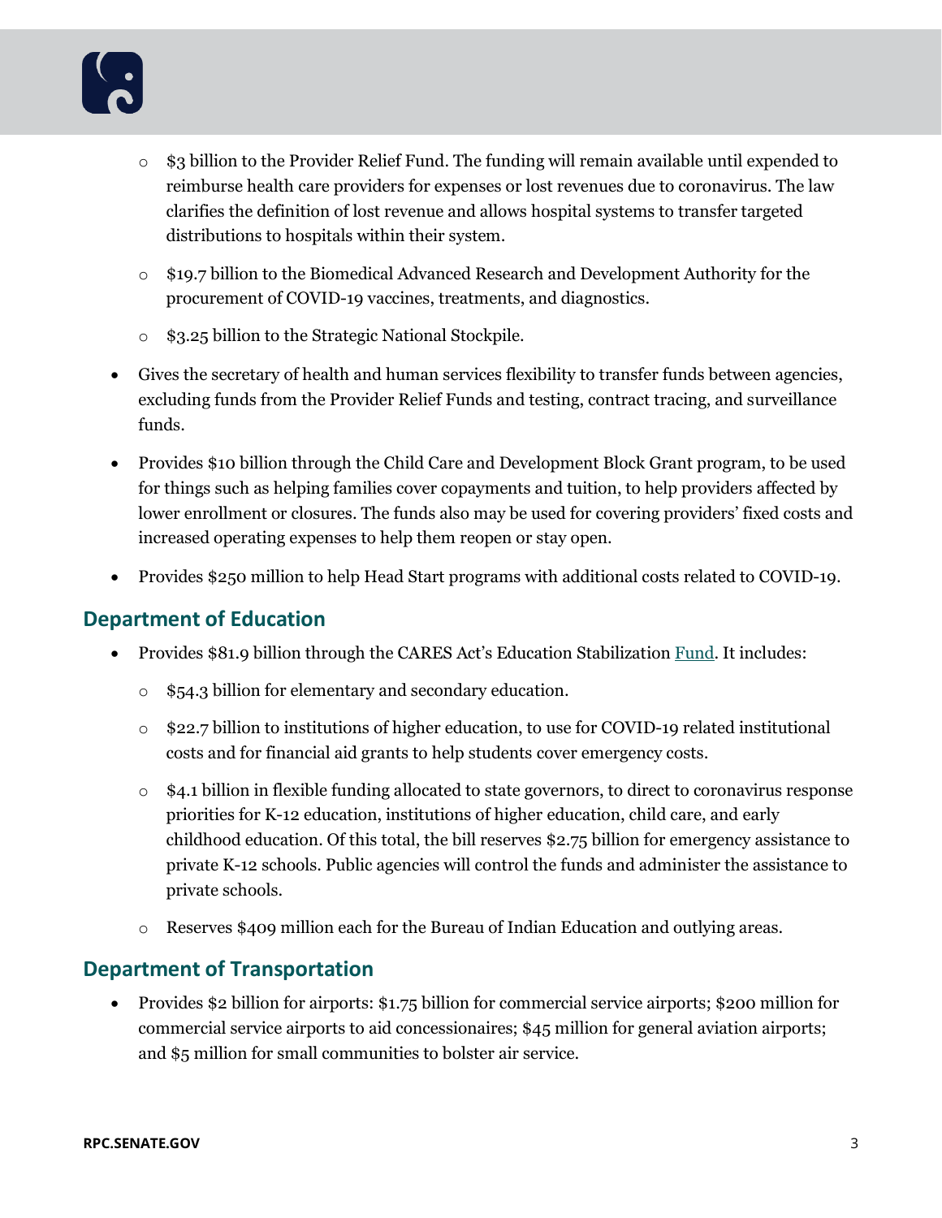- $3 billion to the Provider Relief Fund. The funding will remain available until expended to reimburse health care providers for expenses or lost revenues due to coronavirus. The law clarifies the definition of lost revenue and allows hospital systems to transfer targeted distributions to hospitals within their system.
  - $19.7 billion to the Biomedical Advanced Research and Development Authority for the procurement of COVID-19 vaccines, treatments, and diagnostics.
  - $3.25 billion to the Strategic National Stockpile.
- Gives the secretary of health and human services flexibility to transfer funds between agencies, excluding funds from the Provider Relief Funds and testing, contract tracing, and surveillance funds.
- Provides $10 billion through the Child Care and Development Block Grant program, to be used for things such as helping families cover copayments and tuition, to help providers affected by lower enrollment or closures. The funds also may be used for covering providers' fixed costs and increased operating expenses to help them reopen or stay open.
- Provides $250 million to help Head Start programs with additional costs related to COVID-19.

## Department of Education

- Provides $81.9 billion through the CARES Act's Education Stabilization Fund. It includes:
  - $54.3 billion for elementary and secondary education.
  - $22.7 billion to institutions of higher education, to use for COVID-19 related institutional costs and for financial aid grants to help students cover emergency costs.
  - $4.1 billion in flexible funding allocated to state governors, to direct to coronavirus response priorities for K-12 education, institutions of higher education, child care, and early childhood education. Of this total, the bill reserves $2.75 billion for emergency assistance to private K-12 schools. Public agencies will control the funds and administer the assistance to private schools.
  - Reserves $409 million each for the Bureau of Indian Education and outlying areas.

## Department of Transportation

- Provides $2 billion for airports: $1.75 billion for commercial service airports; $200 million for commercial service airports to aid concessionaires; $45 million for general aviation airports; and $5 million for small communities to bolster air service.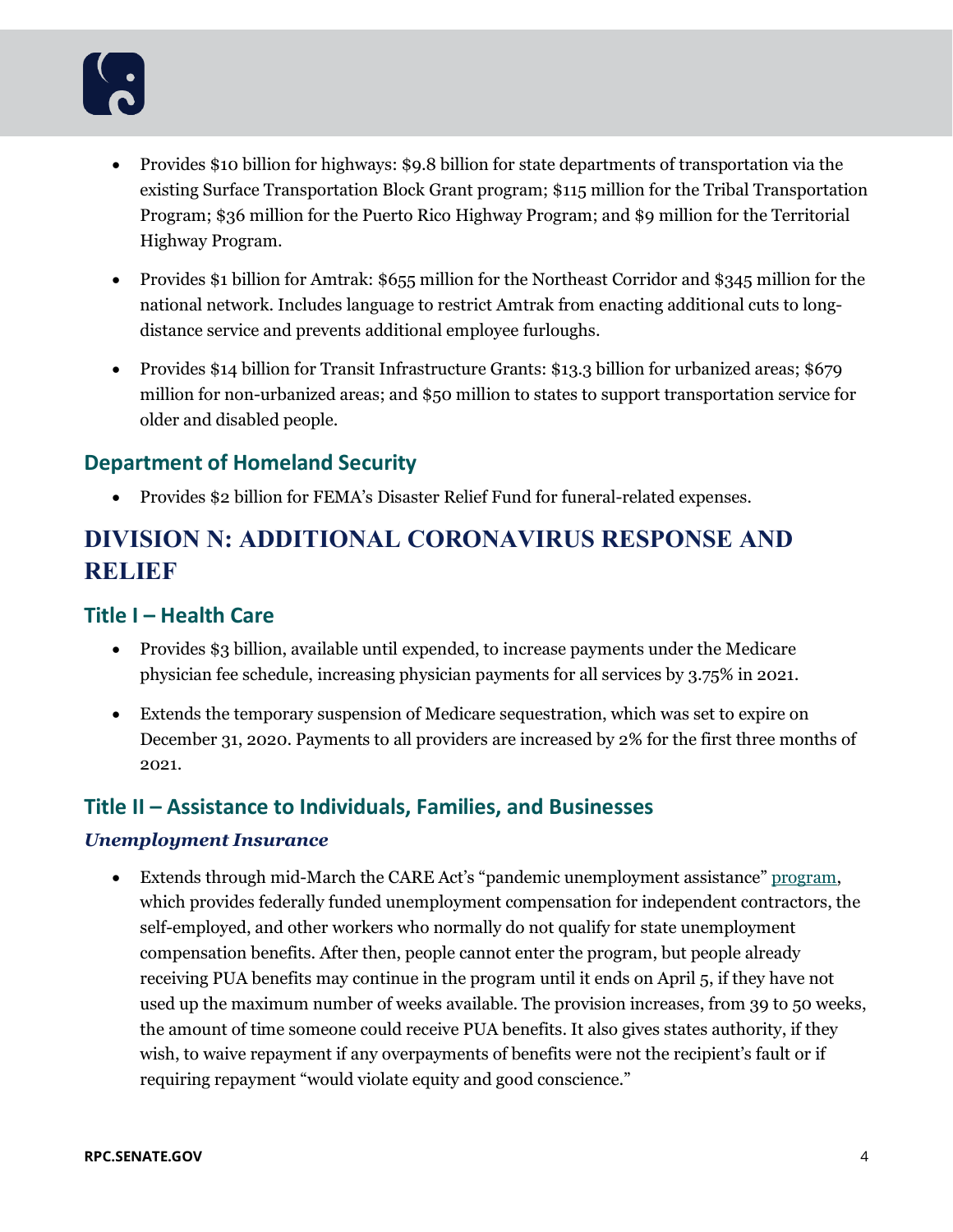- Provides $10 billion for highways: $9.8 billion for state departments of transportation via the existing Surface Transportation Block Grant program; $115 million for the Tribal Transportation Program; $36 million for the Puerto Rico Highway Program; and $9 million for the Territorial Highway Program.
- Provides $1 billion for Amtrak: $655 million for the Northeast Corridor and $345 million for the national network. Includes language to restrict Amtrak from enacting additional cuts to long-distance service and prevents additional employee furloughs.
- Provides $14 billion for Transit Infrastructure Grants: $13.3 billion for urbanized areas; $679 million for non-urbanized areas; and $50 million to states to support transportation service for older and disabled people.

### Department of Homeland Security

- Provides $2 billion for FEMA's Disaster Relief Fund for funeral-related expenses.

## DIVISION N: ADDITIONAL CORONAVIRUS RESPONSE AND RELIEF

### Title I – Health Care

- Provides $3 billion, available until expended, to increase payments under the Medicare physician fee schedule, increasing physician payments for all services by 3.75% in 2021.
- Extends the temporary suspension of Medicare sequestration, which was set to expire on December 31, 2020. Payments to all providers are increased by 2% for the first three months of 2021.

### Title II – Assistance to Individuals, Families, and Businesses

#### *Unemployment Insurance*

- Extends through mid-March the CARE Act's "pandemic unemployment assistance" program, which provides federally funded unemployment compensation for independent contractors, the self-employed, and other workers who normally do not qualify for state unemployment compensation benefits. After then, people cannot enter the program, but people already receiving PUA benefits may continue in the program until it ends on April 5, if they have not used up the maximum number of weeks available. The provision increases, from 39 to 50 weeks, the amount of time someone could receive PUA benefits. It also gives states authority, if they wish, to waive repayment if any overpayments of benefits were not the recipient's fault or if requiring repayment "would violate equity and good conscience."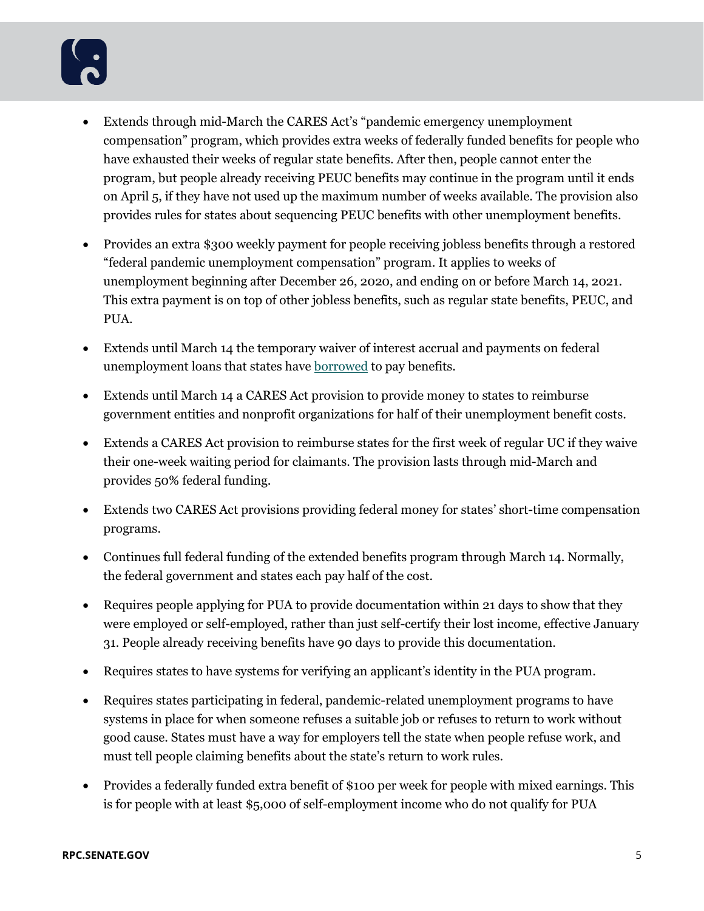- Extends through mid-March the CARES Act's "pandemic emergency unemployment compensation" program, which provides extra weeks of federally funded benefits for people who have exhausted their weeks of regular state benefits. After then, people cannot enter the program, but people already receiving PEUC benefits may continue in the program until it ends on April 5, if they have not used up the maximum number of weeks available. The provision also provides rules for states about sequencing PEUC benefits with other unemployment benefits.

- Provides an extra $300 weekly payment for people receiving jobless benefits through a restored "federal pandemic unemployment compensation" program. It applies to weeks of unemployment beginning after December 26, 2020, and ending on or before March 14, 2021. This extra payment is on top of other jobless benefits, such as regular state benefits, PEUC, and PUA.

- Extends until March 14 the temporary waiver of interest accrual and payments on federal unemployment loans that states have borrowed to pay benefits.

- Extends until March 14 a CARES Act provision to provide money to states to reimburse government entities and nonprofit organizations for half of their unemployment benefit costs.

- Extends a CARES Act provision to reimburse states for the first week of regular UC if they waive their one-week waiting period for claimants. The provision lasts through mid-March and provides 50% federal funding.

- Extends two CARES Act provisions providing federal money for states' short-time compensation programs.

- Continues full federal funding of the extended benefits program through March 14. Normally, the federal government and states each pay half of the cost.

- Requires people applying for PUA to provide documentation within 21 days to show that they were employed or self-employed, rather than just self-certify their lost income, effective January 31. People already receiving benefits have 90 days to provide this documentation.

- Requires states to have systems for verifying an applicant's identity in the PUA program.

- Requires states participating in federal, pandemic-related unemployment programs to have systems in place for when someone refuses a suitable job or refuses to return to work without good cause. States must have a way for employers tell the state when people refuse work, and must tell people claiming benefits about the state's return to work rules.

- Provides a federally funded extra benefit of $100 per week for people with mixed earnings. This is for people with at least $5,000 of self-employment income who do not qualify for PUA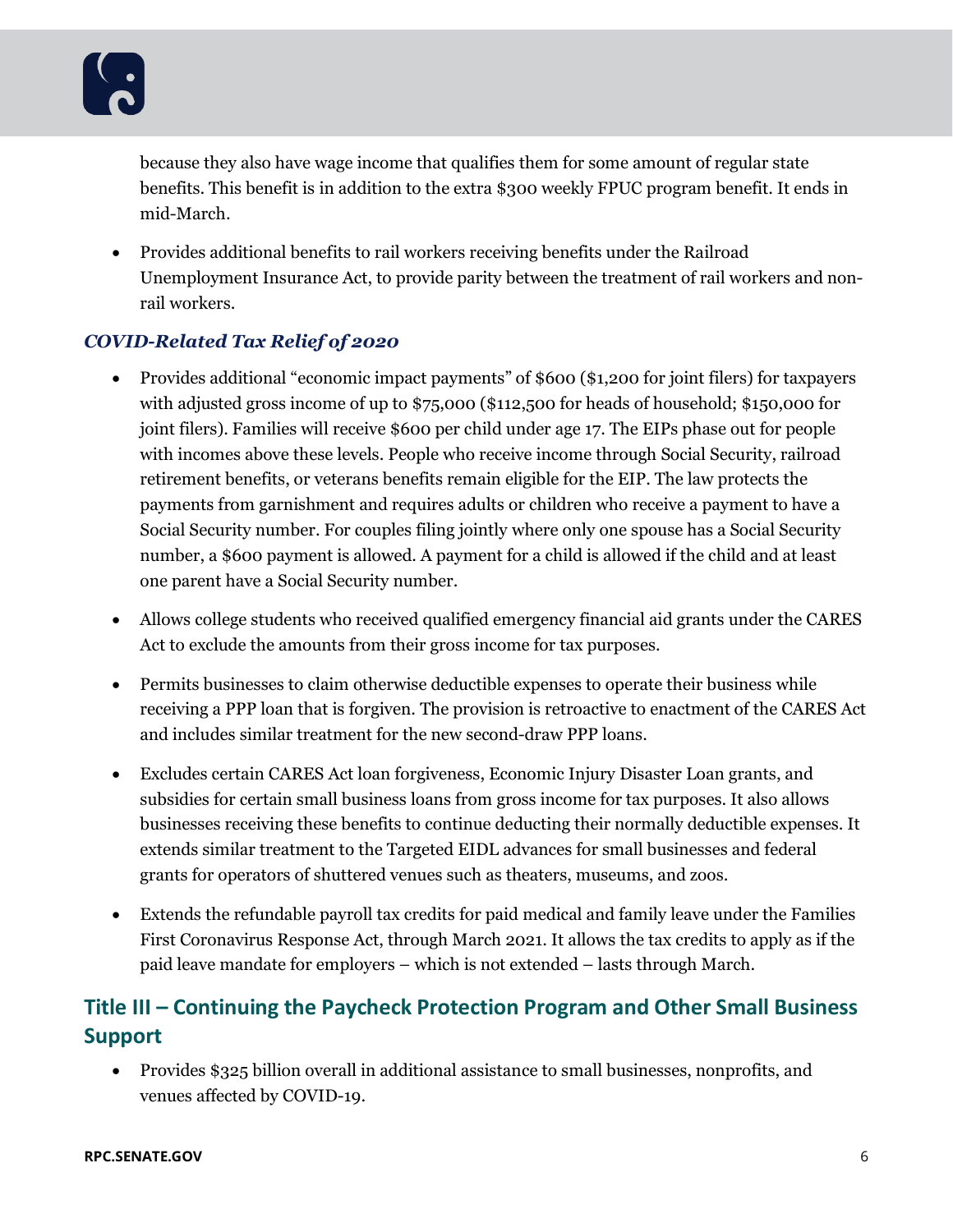because they also have wage income that qualifies them for some amount of regular state benefits. This benefit is in addition to the extra $300 weekly FPUC program benefit. It ends in mid-March.

- Provides additional benefits to rail workers receiving benefits under the Railroad Unemployment Insurance Act, to provide parity between the treatment of rail workers and non-rail workers.

### *COVID-Related Tax Relief of 2020*

- Provides additional "economic impact payments" of $600 ($1,200 for joint filers) for taxpayers with adjusted gross income of up to $75,000 ($112,500 for heads of household; $150,000 for joint filers). Families will receive $600 per child under age 17. The EIPs phase out for people with incomes above these levels. People who receive income through Social Security, railroad retirement benefits, or veterans benefits remain eligible for the EIP. The law protects the payments from garnishment and requires adults or children who receive a payment to have a Social Security number. For couples filing jointly where only one spouse has a Social Security number, a $600 payment is allowed. A payment for a child is allowed if the child and at least one parent have a Social Security number.

- Allows college students who received qualified emergency financial aid grants under the CARES Act to exclude the amounts from their gross income for tax purposes.

- Permits businesses to claim otherwise deductible expenses to operate their business while receiving a PPP loan that is forgiven. The provision is retroactive to enactment of the CARES Act and includes similar treatment for the new second-draw PPP loans.

- Excludes certain CARES Act loan forgiveness, Economic Injury Disaster Loan grants, and subsidies for certain small business loans from gross income for tax purposes. It also allows businesses receiving these benefits to continue deducting their normally deductible expenses. It extends similar treatment to the Targeted EIDL advances for small businesses and federal grants for operators of shuttered venues such as theaters, museums, and zoos.

- Extends the refundable payroll tax credits for paid medical and family leave under the Families First Coronavirus Response Act, through March 2021. It allows the tax credits to apply as if the paid leave mandate for employers – which is not extended – lasts through March.

## Title III – Continuing the Paycheck Protection Program and Other Small Business Support

- Provides $325 billion overall in additional assistance to small businesses, nonprofits, and venues affected by COVID-19.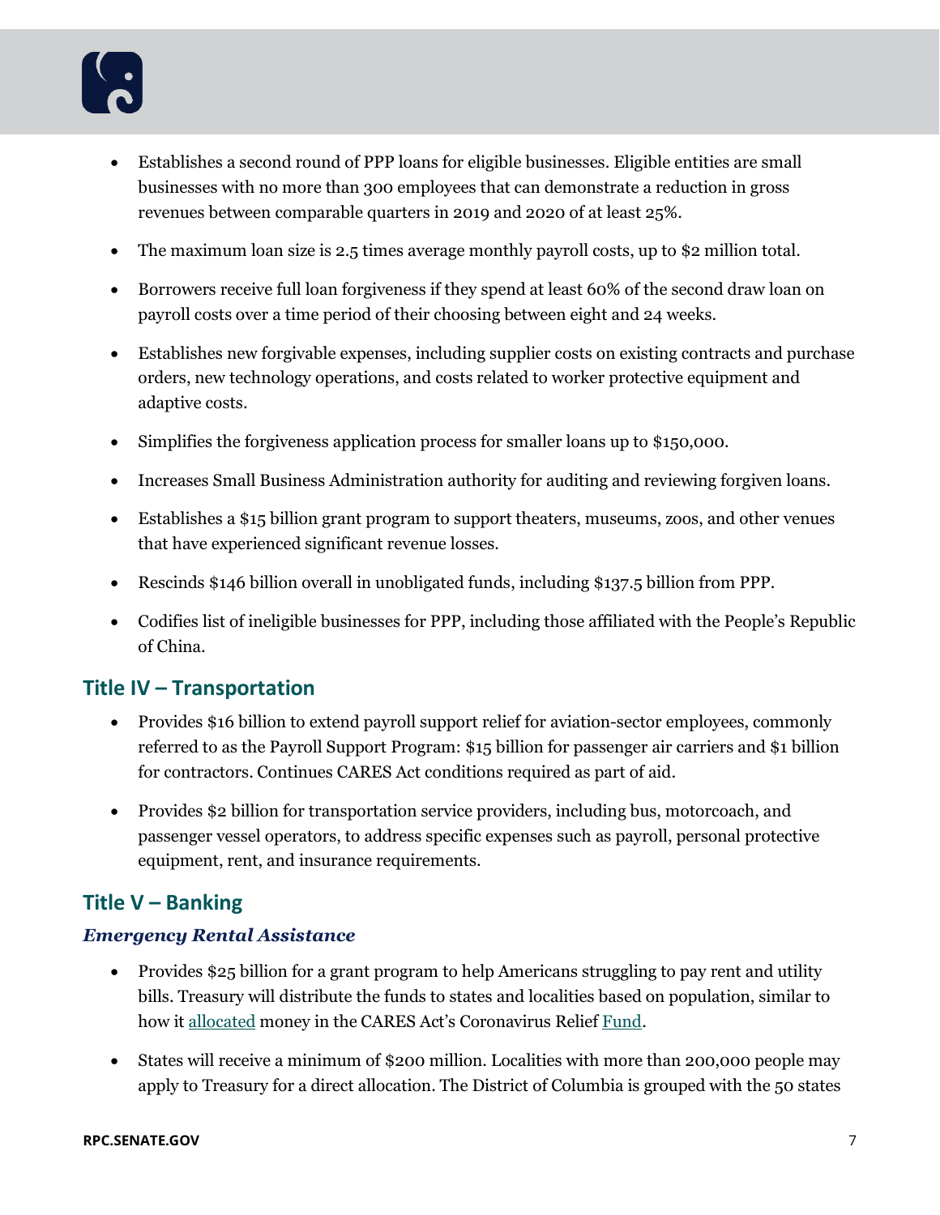- Establishes a second round of PPP loans for eligible businesses. Eligible entities are small businesses with no more than 300 employees that can demonstrate a reduction in gross revenues between comparable quarters in 2019 and 2020 of at least 25%.
- The maximum loan size is 2.5 times average monthly payroll costs, up to $2 million total.
- Borrowers receive full loan forgiveness if they spend at least 60% of the second draw loan on payroll costs over a time period of their choosing between eight and 24 weeks.
- Establishes new forgivable expenses, including supplier costs on existing contracts and purchase orders, new technology operations, and costs related to worker protective equipment and adaptive costs.
- Simplifies the forgiveness application process for smaller loans up to $150,000.
- Increases Small Business Administration authority for auditing and reviewing forgiven loans.
- Establishes a $15 billion grant program to support theaters, museums, zoos, and other venues that have experienced significant revenue losses.
- Rescinds $146 billion overall in unobligated funds, including $137.5 billion from PPP.
- Codifies list of ineligible businesses for PPP, including those affiliated with the People's Republic of China.

## Title IV – Transportation

- Provides $16 billion to extend payroll support relief for aviation-sector employees, commonly referred to as the Payroll Support Program: $15 billion for passenger air carriers and $1 billion for contractors. Continues CARES Act conditions required as part of aid.
- Provides $2 billion for transportation service providers, including bus, motorcoach, and passenger vessel operators, to address specific expenses such as payroll, personal protective equipment, rent, and insurance requirements.

## Title V – Banking

### *Emergency Rental Assistance*

- Provides $25 billion for a grant program to help Americans struggling to pay rent and utility bills. Treasury will distribute the funds to states and localities based on population, similar to how it allocated money in the CARES Act's Coronavirus Relief Fund.
- States will receive a minimum of $200 million. Localities with more than 200,000 people may apply to Treasury for a direct allocation. The District of Columbia is grouped with the 50 states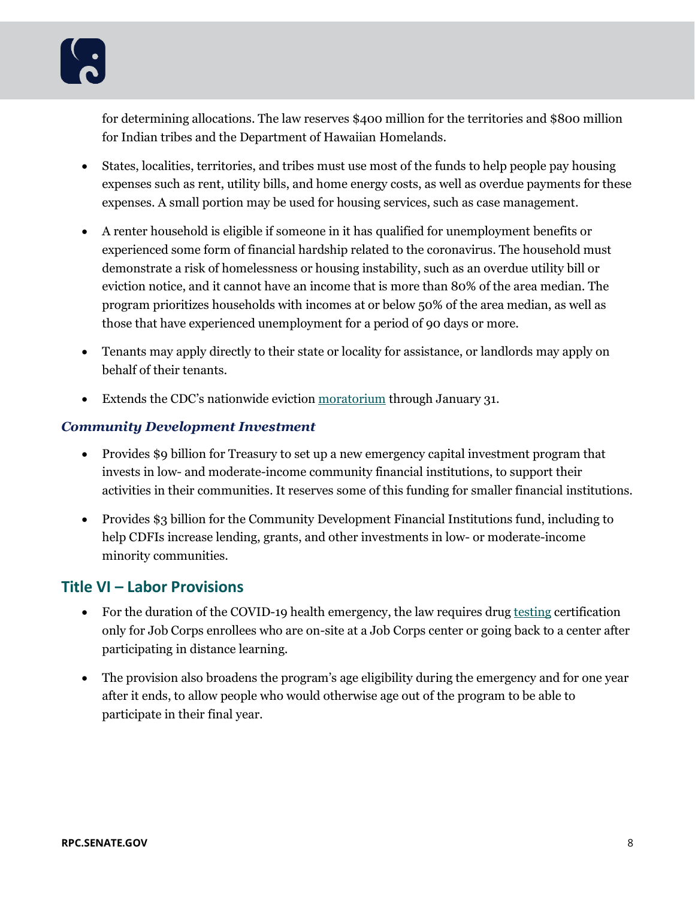for determining allocations. The law reserves $400 million for the territories and $800 million for Indian tribes and the Department of Hawaiian Homelands.

- States, localities, territories, and tribes must use most of the funds to help people pay housing expenses such as rent, utility bills, and home energy costs, as well as overdue payments for these expenses. A small portion may be used for housing services, such as case management.
- A renter household is eligible if someone in it has qualified for unemployment benefits or experienced some form of financial hardship related to the coronavirus. The household must demonstrate a risk of homelessness or housing instability, such as an overdue utility bill or eviction notice, and it cannot have an income that is more than 80% of the area median. The program prioritizes households with incomes at or below 50% of the area median, as well as those that have experienced unemployment for a period of 90 days or more.
- Tenants may apply directly to their state or locality for assistance, or landlords may apply on behalf of their tenants.
- Extends the CDC's nationwide eviction moratorium through January 31.

### *Community Development Investment*

- Provides $9 billion for Treasury to set up a new emergency capital investment program that invests in low- and moderate-income community financial institutions, to support their activities in their communities. It reserves some of this funding for smaller financial institutions.
- Provides $3 billion for the Community Development Financial Institutions fund, including to help CDFIs increase lending, grants, and other investments in low- or moderate-income minority communities.

## Title VI – Labor Provisions

- For the duration of the COVID-19 health emergency, the law requires drug testing certification only for Job Corps enrollees who are on-site at a Job Corps center or going back to a center after participating in distance learning.
- The provision also broadens the program's age eligibility during the emergency and for one year after it ends, to allow people who would otherwise age out of the program to be able to participate in their final year.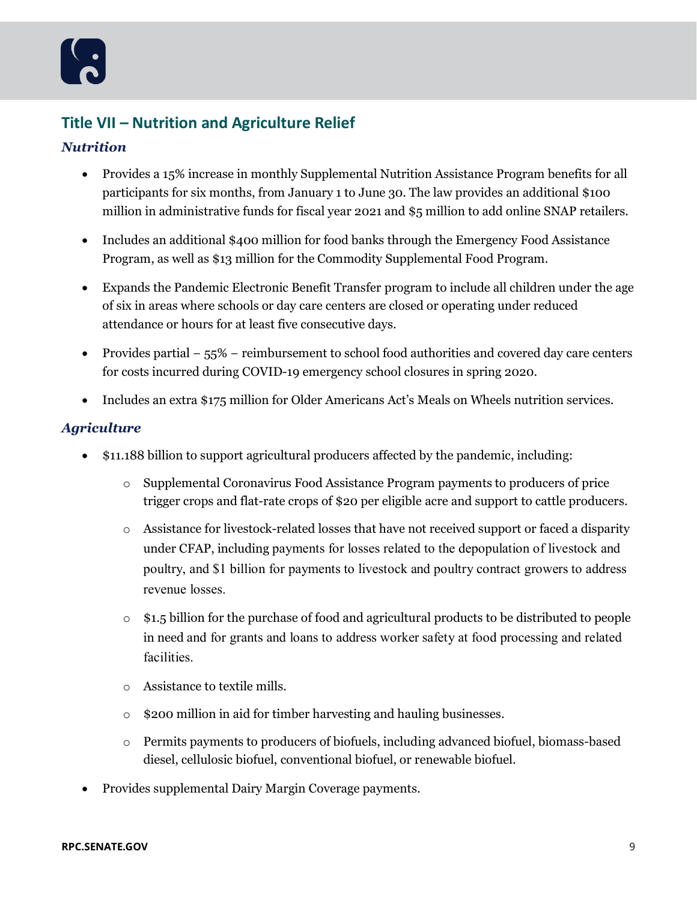## Title VII – Nutrition and Agriculture Relief

### *Nutrition*

- Provides a 15% increase in monthly Supplemental Nutrition Assistance Program benefits for all participants for six months, from January 1 to June 30. The law provides an additional $100 million in administrative funds for fiscal year 2021 and $5 million to add online SNAP retailers.
- Includes an additional $400 million for food banks through the Emergency Food Assistance Program, as well as $13 million for the Commodity Supplemental Food Program.
- Expands the Pandemic Electronic Benefit Transfer program to include all children under the age of six in areas where schools or day care centers are closed or operating under reduced attendance or hours for at least five consecutive days.
- Provides partial – 55% – reimbursement to school food authorities and covered day care centers for costs incurred during COVID-19 emergency school closures in spring 2020.
- Includes an extra $175 million for Older Americans Act's Meals on Wheels nutrition services.

### *Agriculture*

- $11.188 billion to support agricultural producers affected by the pandemic, including:
  - Supplemental Coronavirus Food Assistance Program payments to producers of price trigger crops and flat-rate crops of $20 per eligible acre and support to cattle producers.
  - Assistance for livestock-related losses that have not received support or faced a disparity under CFAP, including payments for losses related to the depopulation of livestock and poultry, and $1 billion for payments to livestock and poultry contract growers to address revenue losses.
  - $1.5 billion for the purchase of food and agricultural products to be distributed to people in need and for grants and loans to address worker safety at food processing and related facilities.
  - Assistance to textile mills.
  - $200 million in aid for timber harvesting and hauling businesses.
  - Permits payments to producers of biofuels, including advanced biofuel, biomass-based diesel, cellulosic biofuel, conventional biofuel, or renewable biofuel.
- Provides supplemental Dairy Margin Coverage payments.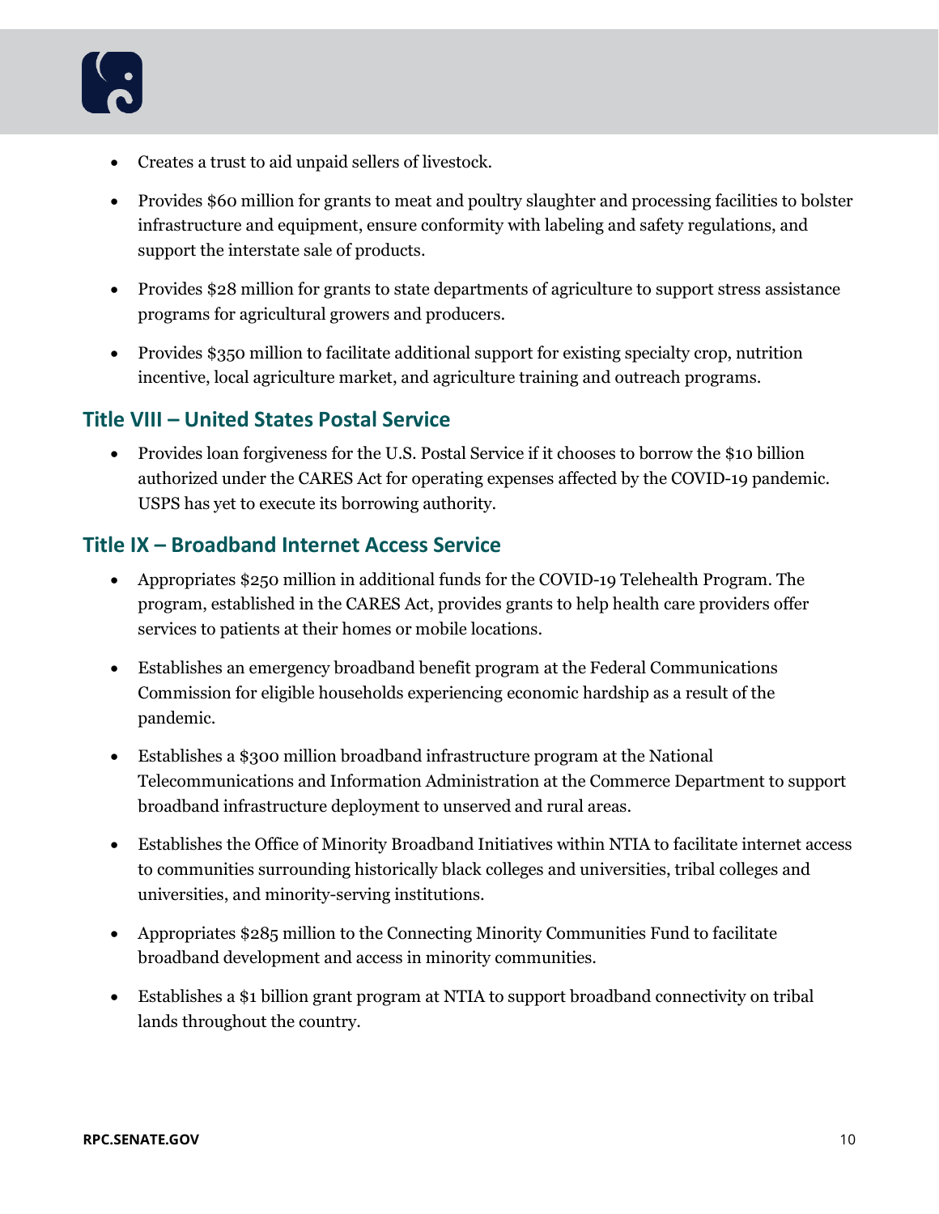- Creates a trust to aid unpaid sellers of livestock.
- Provides $60 million for grants to meat and poultry slaughter and processing facilities to bolster infrastructure and equipment, ensure conformity with labeling and safety regulations, and support the interstate sale of products.
- Provides $28 million for grants to state departments of agriculture to support stress assistance programs for agricultural growers and producers.
- Provides $350 million to facilitate additional support for existing specialty crop, nutrition incentive, local agriculture market, and agriculture training and outreach programs.

## Title VIII – United States Postal Service

- Provides loan forgiveness for the U.S. Postal Service if it chooses to borrow the $10 billion authorized under the CARES Act for operating expenses affected by the COVID-19 pandemic. USPS has yet to execute its borrowing authority.

## Title IX – Broadband Internet Access Service

- Appropriates $250 million in additional funds for the COVID-19 Telehealth Program. The program, established in the CARES Act, provides grants to help health care providers offer services to patients at their homes or mobile locations.
- Establishes an emergency broadband benefit program at the Federal Communications Commission for eligible households experiencing economic hardship as a result of the pandemic.
- Establishes a $300 million broadband infrastructure program at the National Telecommunications and Information Administration at the Commerce Department to support broadband infrastructure deployment to unserved and rural areas.
- Establishes the Office of Minority Broadband Initiatives within NTIA to facilitate internet access to communities surrounding historically black colleges and universities, tribal colleges and universities, and minority-serving institutions.
- Appropriates $285 million to the Connecting Minority Communities Fund to facilitate broadband development and access in minority communities.
- Establishes a $1 billion grant program at NTIA to support broadband connectivity on tribal lands throughout the country.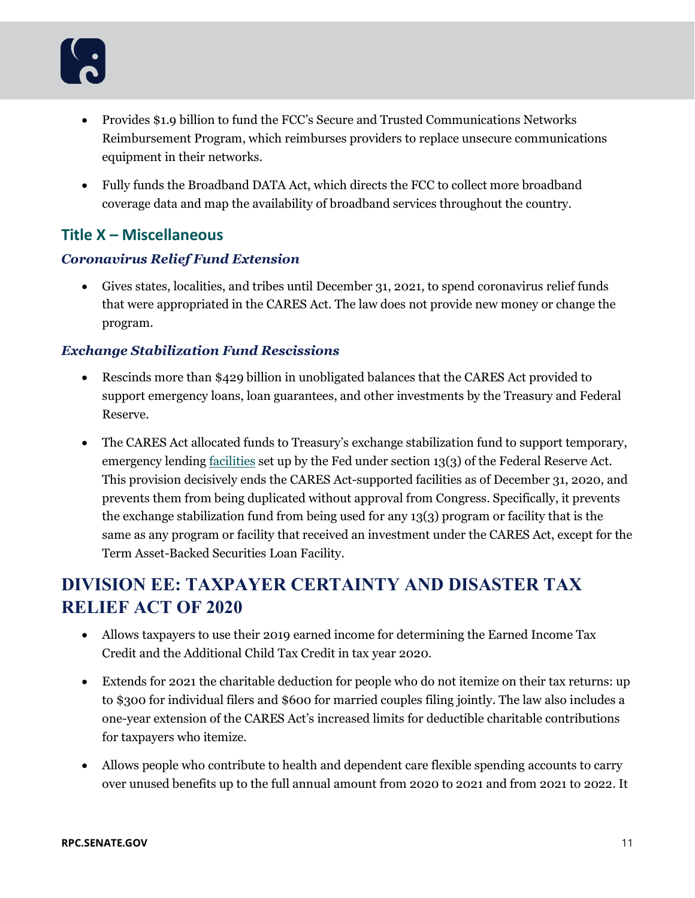- Provides $1.9 billion to fund the FCC's Secure and Trusted Communications Networks Reimbursement Program, which reimburses providers to replace unsecure communications equipment in their networks.
- Fully funds the Broadband DATA Act, which directs the FCC to collect more broadband coverage data and map the availability of broadband services throughout the country.

### Title X – Miscellaneous

#### *Coronavirus Relief Fund Extension*

- Gives states, localities, and tribes until December 31, 2021, to spend coronavirus relief funds that were appropriated in the CARES Act. The law does not provide new money or change the program.

#### *Exchange Stabilization Fund Rescissions*

- Rescinds more than $429 billion in unobligated balances that the CARES Act provided to support emergency loans, loan guarantees, and other investments by the Treasury and Federal Reserve.
- The CARES Act allocated funds to Treasury's exchange stabilization fund to support temporary, emergency lending facilities set up by the Fed under section 13(3) of the Federal Reserve Act. This provision decisively ends the CARES Act-supported facilities as of December 31, 2020, and prevents them from being duplicated without approval from Congress. Specifically, it prevents the exchange stabilization fund from being used for any 13(3) program or facility that is the same as any program or facility that received an investment under the CARES Act, except for the Term Asset-Backed Securities Loan Facility.

## DIVISION EE: TAXPAYER CERTAINTY AND DISASTER TAX RELIEF ACT OF 2020

- Allows taxpayers to use their 2019 earned income for determining the Earned Income Tax Credit and the Additional Child Tax Credit in tax year 2020.
- Extends for 2021 the charitable deduction for people who do not itemize on their tax returns: up to $300 for individual filers and $600 for married couples filing jointly. The law also includes a one-year extension of the CARES Act's increased limits for deductible charitable contributions for taxpayers who itemize.
- Allows people who contribute to health and dependent care flexible spending accounts to carry over unused benefits up to the full annual amount from 2020 to 2021 and from 2021 to 2022. It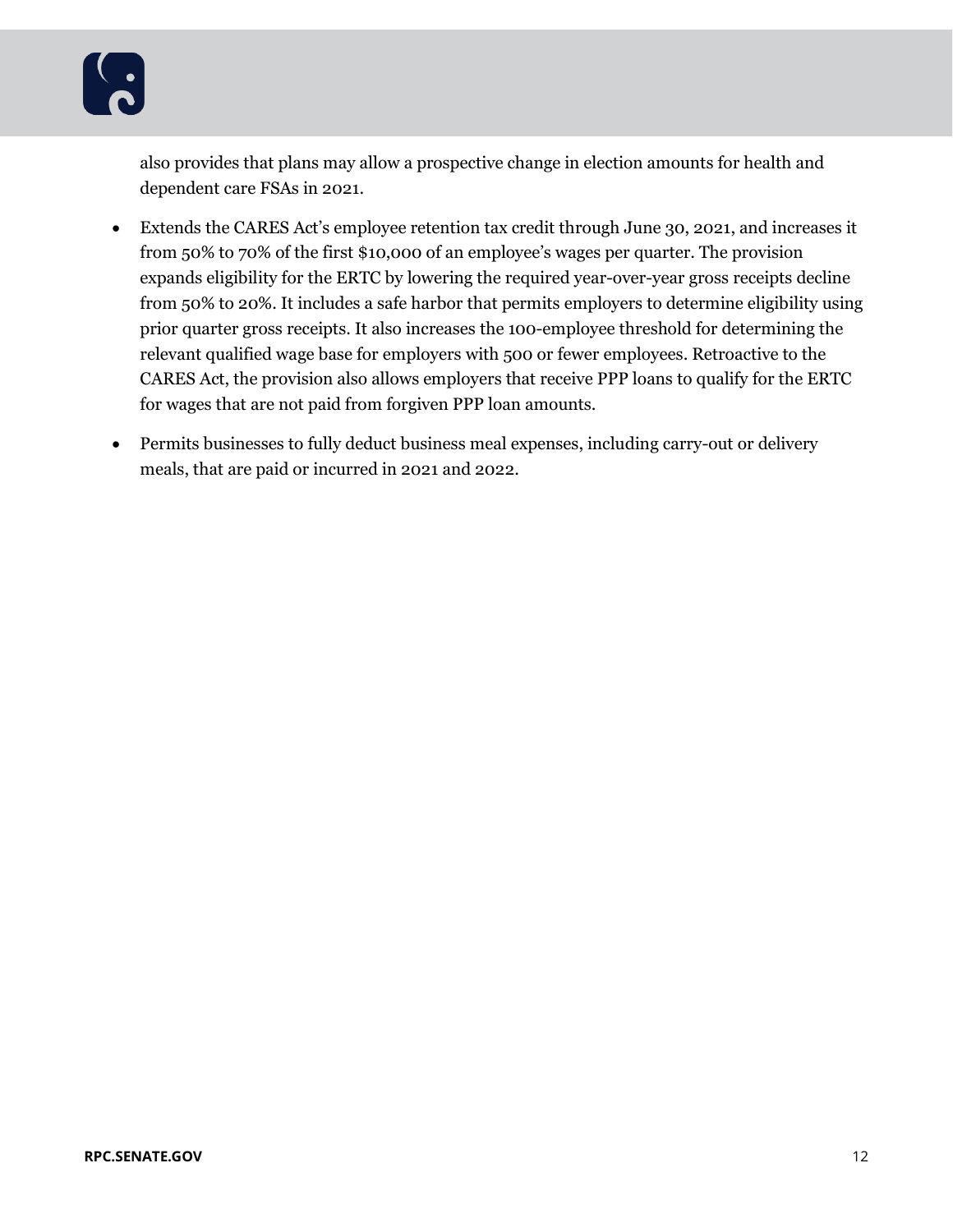also provides that plans may allow a prospective change in election amounts for health and dependent care FSAs in 2021.

- Extends the CARES Act's employee retention tax credit through June 30, 2021, and increases it from 50% to 70% of the first $10,000 of an employee's wages per quarter. The provision expands eligibility for the ERTC by lowering the required year-over-year gross receipts decline from 50% to 20%. It includes a safe harbor that permits employers to determine eligibility using prior quarter gross receipts. It also increases the 100-employee threshold for determining the relevant qualified wage base for employers with 500 or fewer employees. Retroactive to the CARES Act, the provision also allows employers that receive PPP loans to qualify for the ERTC for wages that are not paid from forgiven PPP loan amounts.
- Permits businesses to fully deduct business meal expenses, including carry-out or delivery meals, that are paid or incurred in 2021 and 2022.